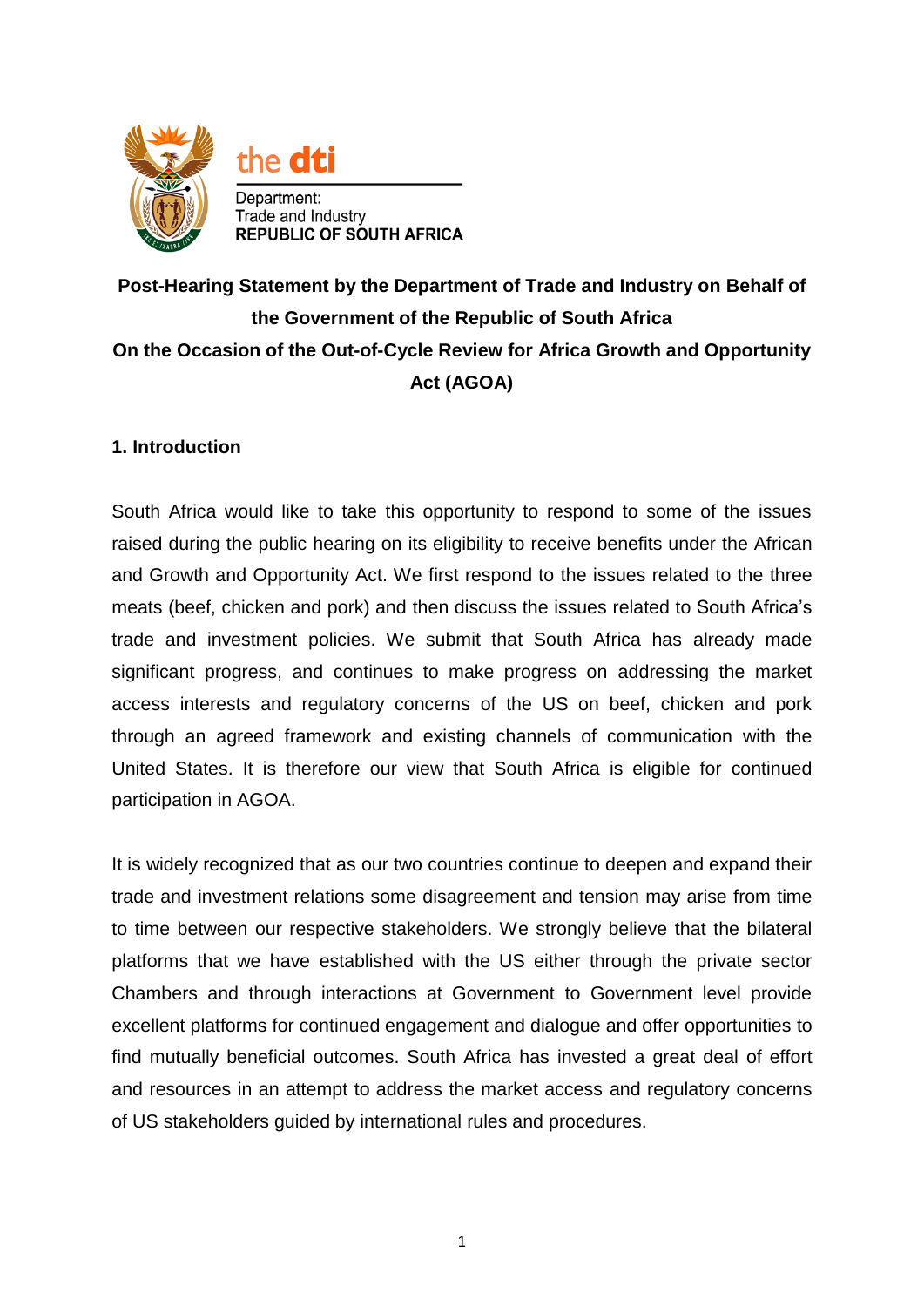the dti

Department:
Trade and Industry
**REPUBLIC OF SOUTH AFRICA**

# Post-Hearing Statement by the Department of Trade and Industry on Behalf of the Government of the Republic of South Africa On the Occasion of the Out-of-Cycle Review for Africa Growth and Opportunity Act (AGOA)

## 1. Introduction

South Africa would like to take this opportunity to respond to some of the issues raised during the public hearing on its eligibility to receive benefits under the African and Growth and Opportunity Act. We first respond to the issues related to the three meats (beef, chicken and pork) and then discuss the issues related to South Africa's trade and investment policies. We submit that South Africa has already made significant progress, and continues to make progress on addressing the market access interests and regulatory concerns of the US on beef, chicken and pork through an agreed framework and existing channels of communication with the United States. It is therefore our view that South Africa is eligible for continued participation in AGOA.

It is widely recognized that as our two countries continue to deepen and expand their trade and investment relations some disagreement and tension may arise from time to time between our respective stakeholders. We strongly believe that the bilateral platforms that we have established with the US either through the private sector Chambers and through interactions at Government to Government level provide excellent platforms for continued engagement and dialogue and offer opportunities to find mutually beneficial outcomes. South Africa has invested a great deal of effort and resources in an attempt to address the market access and regulatory concerns of US stakeholders guided by international rules and procedures.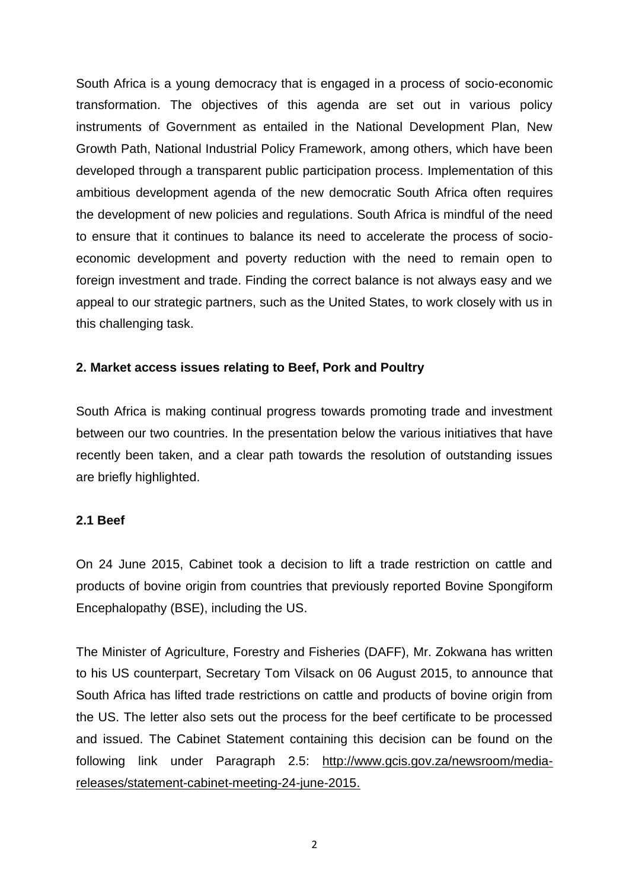South Africa is a young democracy that is engaged in a process of socio-economic transformation. The objectives of this agenda are set out in various policy instruments of Government as entailed in the National Development Plan, New Growth Path, National Industrial Policy Framework, among others, which have been developed through a transparent public participation process. Implementation of this ambitious development agenda of the new democratic South Africa often requires the development of new policies and regulations. South Africa is mindful of the need to ensure that it continues to balance its need to accelerate the process of socio-economic development and poverty reduction with the need to remain open to foreign investment and trade. Finding the correct balance is not always easy and we appeal to our strategic partners, such as the United States, to work closely with us in this challenging task.

## 2. Market access issues relating to Beef, Pork and Poultry

South Africa is making continual progress towards promoting trade and investment between our two countries. In the presentation below the various initiatives that have recently been taken, and a clear path towards the resolution of outstanding issues are briefly highlighted.

### 2.1 Beef

On 24 June 2015, Cabinet took a decision to lift a trade restriction on cattle and products of bovine origin from countries that previously reported Bovine Spongiform Encephalopathy (BSE), including the US.

The Minister of Agriculture, Forestry and Fisheries (DAFF), Mr. Zokwana has written to his US counterpart, Secretary Tom Vilsack on 06 August 2015, to announce that South Africa has lifted trade restrictions on cattle and products of bovine origin from the US. The letter also sets out the process for the beef certificate to be processed and issued. The Cabinet Statement containing this decision can be found on the following link under Paragraph 2.5: http://www.gcis.gov.za/newsroom/media-releases/statement-cabinet-meeting-24-june-2015.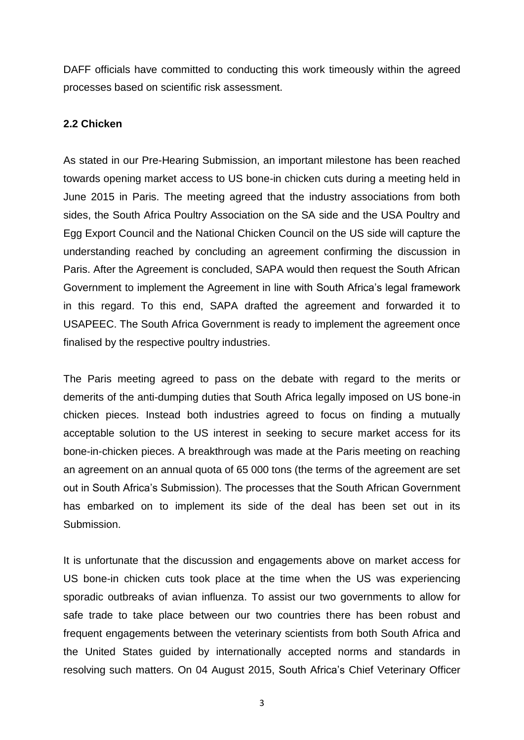DAFF officials have committed to conducting this work timeously within the agreed processes based on scientific risk assessment.

### 2.2 Chicken

As stated in our Pre-Hearing Submission, an important milestone has been reached towards opening market access to US bone-in chicken cuts during a meeting held in June 2015 in Paris. The meeting agreed that the industry associations from both sides, the South Africa Poultry Association on the SA side and the USA Poultry and Egg Export Council and the National Chicken Council on the US side will capture the understanding reached by concluding an agreement confirming the discussion in Paris. After the Agreement is concluded, SAPA would then request the South African Government to implement the Agreement in line with South Africa's legal framework in this regard. To this end, SAPA drafted the agreement and forwarded it to USAPEEC. The South Africa Government is ready to implement the agreement once finalised by the respective poultry industries.

The Paris meeting agreed to pass on the debate with regard to the merits or demerits of the anti-dumping duties that South Africa legally imposed on US bone-in chicken pieces. Instead both industries agreed to focus on finding a mutually acceptable solution to the US interest in seeking to secure market access for its bone-in-chicken pieces. A breakthrough was made at the Paris meeting on reaching an agreement on an annual quota of 65 000 tons (the terms of the agreement are set out in South Africa's Submission). The processes that the South African Government has embarked on to implement its side of the deal has been set out in its Submission.

It is unfortunate that the discussion and engagements above on market access for US bone-in chicken cuts took place at the time when the US was experiencing sporadic outbreaks of avian influenza. To assist our two governments to allow for safe trade to take place between our two countries there has been robust and frequent engagements between the veterinary scientists from both South Africa and the United States guided by internationally accepted norms and standards in resolving such matters. On 04 August 2015, South Africa's Chief Veterinary Officer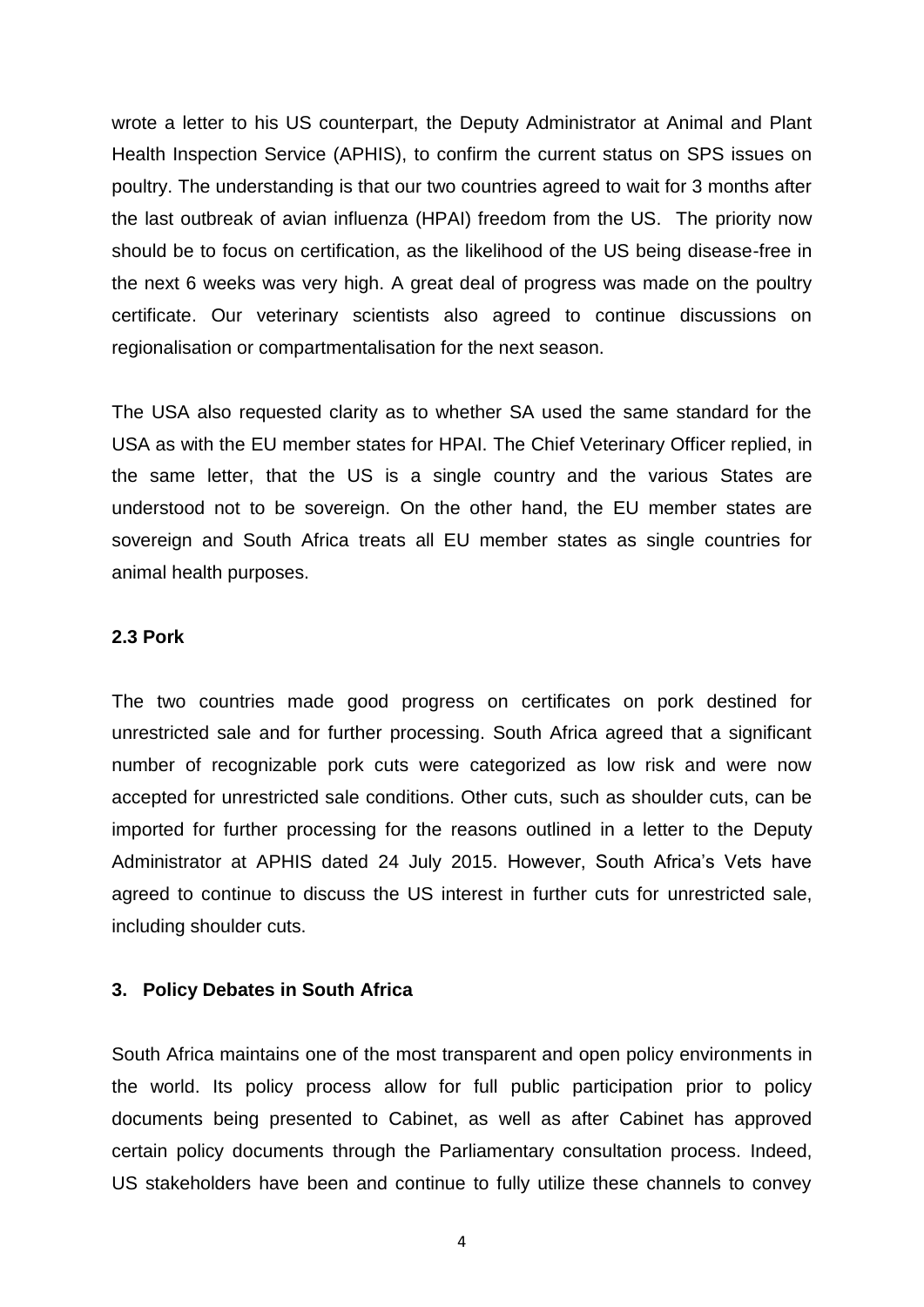wrote a letter to his US counterpart, the Deputy Administrator at Animal and Plant Health Inspection Service (APHIS), to confirm the current status on SPS issues on poultry. The understanding is that our two countries agreed to wait for 3 months after the last outbreak of avian influenza (HPAI) freedom from the US. The priority now should be to focus on certification, as the likelihood of the US being disease-free in the next 6 weeks was very high. A great deal of progress was made on the poultry certificate. Our veterinary scientists also agreed to continue discussions on regionalisation or compartmentalisation for the next season.

The USA also requested clarity as to whether SA used the same standard for the USA as with the EU member states for HPAI. The Chief Veterinary Officer replied, in the same letter, that the US is a single country and the various States are understood not to be sovereign. On the other hand, the EU member states are sovereign and South Africa treats all EU member states as single countries for animal health purposes.

### 2.3 Pork

The two countries made good progress on certificates on pork destined for unrestricted sale and for further processing. South Africa agreed that a significant number of recognizable pork cuts were categorized as low risk and were now accepted for unrestricted sale conditions. Other cuts, such as shoulder cuts, can be imported for further processing for the reasons outlined in a letter to the Deputy Administrator at APHIS dated 24 July 2015. However, South Africa's Vets have agreed to continue to discuss the US interest in further cuts for unrestricted sale, including shoulder cuts.

## 3. Policy Debates in South Africa

South Africa maintains one of the most transparent and open policy environments in the world. Its policy process allow for full public participation prior to policy documents being presented to Cabinet, as well as after Cabinet has approved certain policy documents through the Parliamentary consultation process. Indeed, US stakeholders have been and continue to fully utilize these channels to convey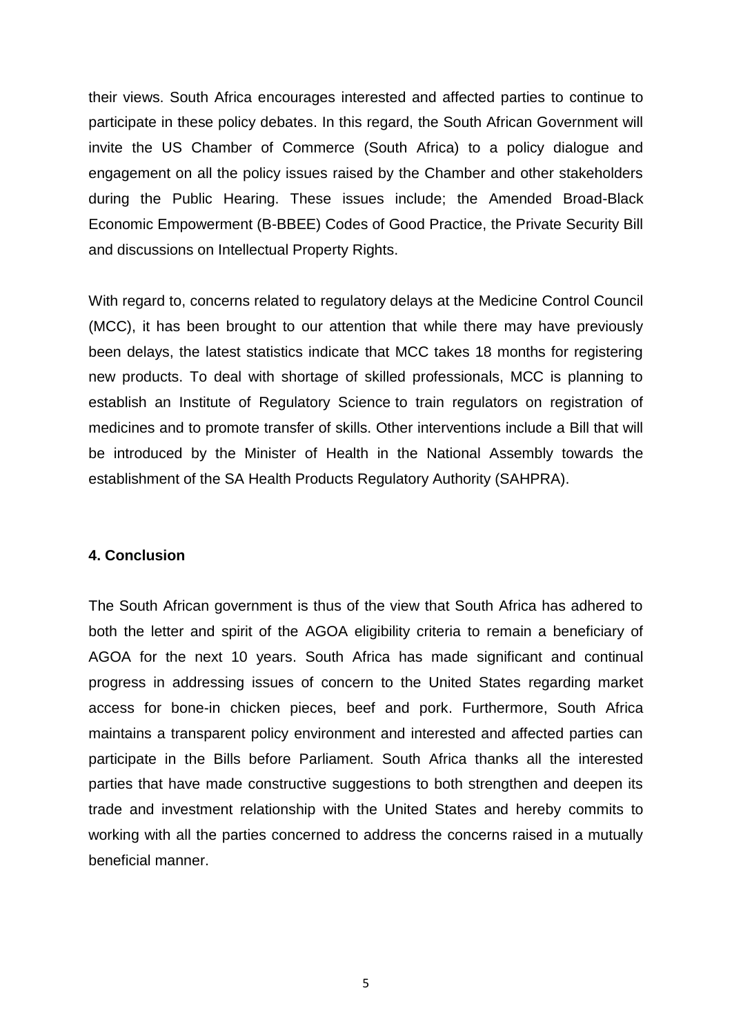their views. South Africa encourages interested and affected parties to continue to participate in these policy debates. In this regard, the South African Government will invite the US Chamber of Commerce (South Africa) to a policy dialogue and engagement on all the policy issues raised by the Chamber and other stakeholders during the Public Hearing. These issues include; the Amended Broad-Black Economic Empowerment (B-BBEE) Codes of Good Practice, the Private Security Bill and discussions on Intellectual Property Rights.

With regard to, concerns related to regulatory delays at the Medicine Control Council (MCC), it has been brought to our attention that while there may have previously been delays, the latest statistics indicate that MCC takes 18 months for registering new products. To deal with shortage of skilled professionals, MCC is planning to establish an Institute of Regulatory Science to train regulators on registration of medicines and to promote transfer of skills. Other interventions include a Bill that will be introduced by the Minister of Health in the National Assembly towards the establishment of the SA Health Products Regulatory Authority (SAHPRA).

#### 4. Conclusion

The South African government is thus of the view that South Africa has adhered to both the letter and spirit of the AGOA eligibility criteria to remain a beneficiary of AGOA for the next 10 years. South Africa has made significant and continual progress in addressing issues of concern to the United States regarding market access for bone-in chicken pieces, beef and pork. Furthermore, South Africa maintains a transparent policy environment and interested and affected parties can participate in the Bills before Parliament. South Africa thanks all the interested parties that have made constructive suggestions to both strengthen and deepen its trade and investment relationship with the United States and hereby commits to working with all the parties concerned to address the concerns raised in a mutually beneficial manner.